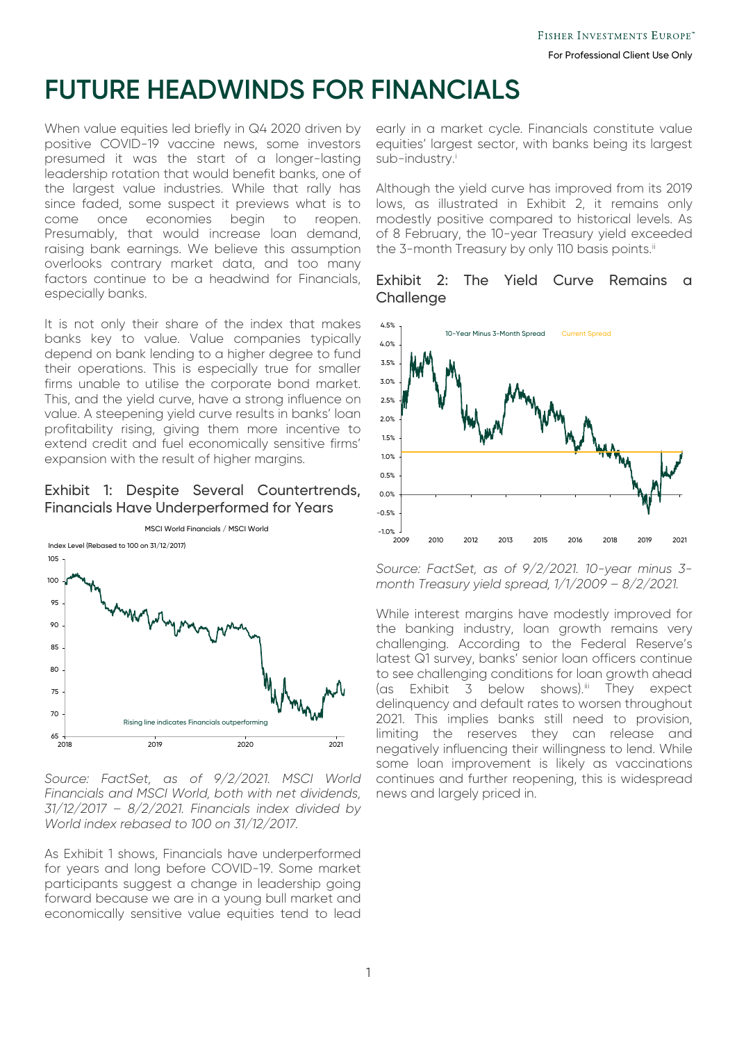# FUTURE HEADWINDS FOR FINANCIALS

When value equities led briefly in Q4 2020 driven by positive COVID-19 vaccine news, some investors presumed it was the start of a longer-lasting leadership rotation that would benefit banks, one of the largest value industries. While that rally has since faded, some suspect it previews what is to come once economies begin to reopen. Presumably, that would increase loan demand, raising bank earnings. We believe this assumption overlooks contrary market data, and too many factors continue to be a headwind for Financials, especially banks.

It is not only their share of the index that makes banks key to value. Value companies typically depend on bank lending to a higher degree to fund their operations. This is especially true for smaller firms unable to utilise the corporate bond market. This, and the yield curve, have a strong influence on value. A steepening yield curve results in banks' loan profitability rising, giving them more incentive to extend credit and fuel economically sensitive firms' expansion with the result of higher margins.

## Exhibit 1: Despite Several Countertrends, Financials Have Underperformed for Years

*Source: FactSet, as of 9/2/2021. MSCI World Financials and MSCI World, both with net dividends, 31/12/2017 – 8/2/2021. Financials index divided by World index rebased to 100 on 31/12/2017.*

As Exhibit 1 shows, Financials have underperformed for years and long before COVID-19. Some market participants suggest a change in leadership going forward because we are in a young bull market and economically sensitive value equities tend to lead early in a market cycle. Financials constitute value equities' largest sector, with banks being its largest sub-industry.[i]

Although the yield curve has improved from its 2019 lows, as illustrated in Exhibit 2, it remains only modestly positive compared to historical levels. As of 8 February, the 10-year Treasury yield exceeded the 3-month Treasury by only 110 basis points.[ii]

## Exhibit 2: The Yield Curve Remains a Challenge

*Source: FactSet, as of 9/2/2021. 10-year minus 3-month Treasury yield spread, 1/1/2009 – 8/2/2021.*

While interest margins have modestly improved for the banking industry, loan growth remains very challenging. According to the Federal Reserve's latest Q1 survey, banks' senior loan officers continue to see challenging conditions for loan growth ahead (as Exhibit 3 below shows).[iii] They expect delinquency and default rates to worsen throughout 2021. This implies banks still need to provision, limiting the reserves they can release and negatively influencing their willingness to lend. While some loan improvement is likely as vaccinations continues and further reopening, this is widespread news and largely priced in.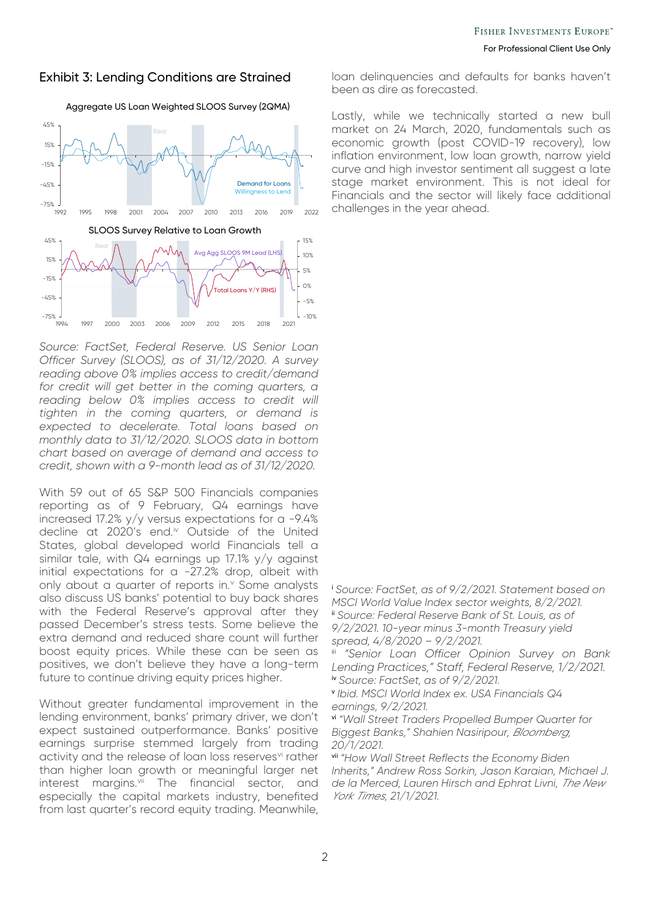## Exhibit 3: Lending Conditions are Strained

*Source: FactSet, Federal Reserve. US Senior Loan Officer Survey (SLOOS), as of 31/12/2020. A survey reading above 0% implies access to credit/demand for credit will get better in the coming quarters, a reading below 0% implies access to credit will tighten in the coming quarters, or demand is expected to decelerate. Total loans based on monthly data to 31/12/2020. SLOOS data in bottom chart based on average of demand and access to credit, shown with a 9-month lead as of 31/12/2020.*

With 59 out of 65 S&P 500 Financials companies reporting as of 9 February, Q4 earnings have increased 17.2% y/y versus expectations for a -9.4% decline at 2020's end.[iv] Outside of the United States, global developed world Financials tell a similar tale, with Q4 earnings up 17.1% y/y against initial expectations for a -27.2% drop, albeit with only about a quarter of reports in.[v] Some analysts also discuss US banks' potential to buy back shares with the Federal Reserve's approval after they passed December's stress tests. Some believe the extra demand and reduced share count will further boost equity prices. While these can be seen as positives, we don't believe they have a long-term future to continue driving equity prices higher.

Without greater fundamental improvement in the lending environment, banks' primary driver, we don't expect sustained outperformance. Banks' positive earnings surprise stemmed largely from trading activity and the release of loan loss reserves[vi] rather than higher loan growth or meaningful larger net interest margins.[vii] The financial sector, and especially the capital markets industry, benefited from last quarter's record equity trading. Meanwhile, loan delinquencies and defaults for banks haven't been as dire as forecasted.

Lastly, while we technically started a new bull market on 24 March, 2020, fundamentals such as economic growth (post COVID-19 recovery), low inflation environment, low loan growth, narrow yield curve and high investor sentiment all suggest a late stage market environment. This is not ideal for Financials and the sector will likely face additional challenges in the year ahead.

---

[i] *Source: FactSet, as of 9/2/2021. Statement based on MSCI World Value Index sector weights, 8/2/2021.*

[ii] *Source: Federal Reserve Bank of St. Louis, as of 9/2/2021. 10-year minus 3-month Treasury yield spread, 4/8/2020 – 9/2/2021.*

[iii] *"Senior Loan Officer Opinion Survey on Bank Lending Practices," Staff, Federal Reserve, 1/2/2021.*

[iv] *Source: FactSet, as of 9/2/2021.*

[v] *Ibid. MSCI World Index ex. USA Financials Q4 earnings, 9/2/2021.*

[vi] *"Wall Street Traders Propelled Bumper Quarter for Biggest Banks," Shahien Nasiripour, Bloomberg, 20/1/2021.*

[vii] *"How Wall Street Reflects the Economy Biden Inherits," Andrew Ross Sorkin, Jason Karaian, Michael J. de la Merced, Lauren Hirsch and Ephrat Livni, The New York Times, 21/1/2021.*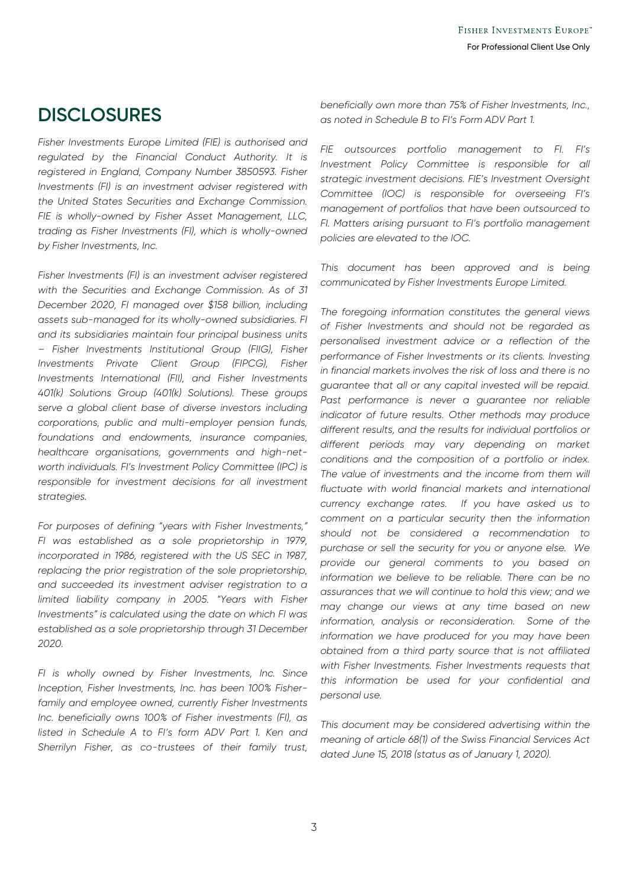# DISCLOSURES

*Fisher Investments Europe Limited (FIE) is authorised and regulated by the Financial Conduct Authority. It is registered in England, Company Number 3850593. Fisher Investments (FI) is an investment adviser registered with the United States Securities and Exchange Commission. FIE is wholly-owned by Fisher Asset Management, LLC, trading as Fisher Investments (FI), which is wholly-owned by Fisher Investments, Inc.*

*Fisher Investments (FI) is an investment adviser registered with the Securities and Exchange Commission. As of 31 December 2020, FI managed over $158 billion, including assets sub-managed for its wholly-owned subsidiaries. FI and its subsidiaries maintain four principal business units – Fisher Investments Institutional Group (FIIG), Fisher Investments Private Client Group (FIPCG), Fisher Investments International (FII), and Fisher Investments 401(k) Solutions Group (401(k) Solutions). These groups serve a global client base of diverse investors including corporations, public and multi-employer pension funds, foundations and endowments, insurance companies, healthcare organisations, governments and high-net-worth individuals. FI's Investment Policy Committee (IPC) is responsible for investment decisions for all investment strategies.*

*For purposes of defining "years with Fisher Investments," FI was established as a sole proprietorship in 1979, incorporated in 1986, registered with the US SEC in 1987, replacing the prior registration of the sole proprietorship, and succeeded its investment adviser registration to a limited liability company in 2005. "Years with Fisher Investments" is calculated using the date on which FI was established as a sole proprietorship through 31 December 2020.*

*FI is wholly owned by Fisher Investments, Inc. Since Inception, Fisher Investments, Inc. has been 100% Fisher-family and employee owned, currently Fisher Investments Inc. beneficially owns 100% of Fisher investments (FI), as listed in Schedule A to FI's form ADV Part 1. Ken and Sherrilyn Fisher, as co-trustees of their family trust, beneficially own more than 75% of Fisher Investments, Inc., as noted in Schedule B to FI's Form ADV Part 1.*

*FIE outsources portfolio management to FI. FI's Investment Policy Committee is responsible for all strategic investment decisions. FIE's Investment Oversight Committee (IOC) is responsible for overseeing FI's management of portfolios that have been outsourced to FI. Matters arising pursuant to FI's portfolio management policies are elevated to the IOC.*

*This document has been approved and is being communicated by Fisher Investments Europe Limited.*

*The foregoing information constitutes the general views of Fisher Investments and should not be regarded as personalised investment advice or a reflection of the performance of Fisher Investments or its clients. Investing in financial markets involves the risk of loss and there is no guarantee that all or any capital invested will be repaid. Past performance is never a guarantee nor reliable indicator of future results. Other methods may produce different results, and the results for individual portfolios or different periods may vary depending on market conditions and the composition of a portfolio or index. The value of investments and the income from them will fluctuate with world financial markets and international currency exchange rates. If you have asked us to comment on a particular security then the information should not be considered a recommendation to purchase or sell the security for you or anyone else. We provide our general comments to you based on information we believe to be reliable. There can be no assurances that we will continue to hold this view; and we may change our views at any time based on new information, analysis or reconsideration. Some of the information we have produced for you may have been obtained from a third party source that is not affiliated with Fisher Investments. Fisher Investments requests that this information be used for your confidential and personal use.*

*This document may be considered advertising within the meaning of article 68(1) of the Swiss Financial Services Act dated June 15, 2018 (status as of January 1, 2020).*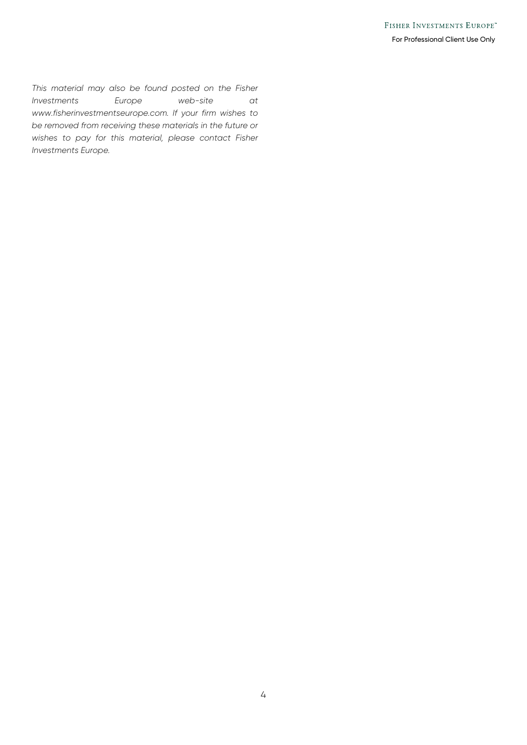*This material may also be found posted on the Fisher Investments Europe web-site at www.fisherinvestmentseurope.com. If your firm wishes to be removed from receiving these materials in the future or wishes to pay for this material, please contact Fisher Investments Europe.*